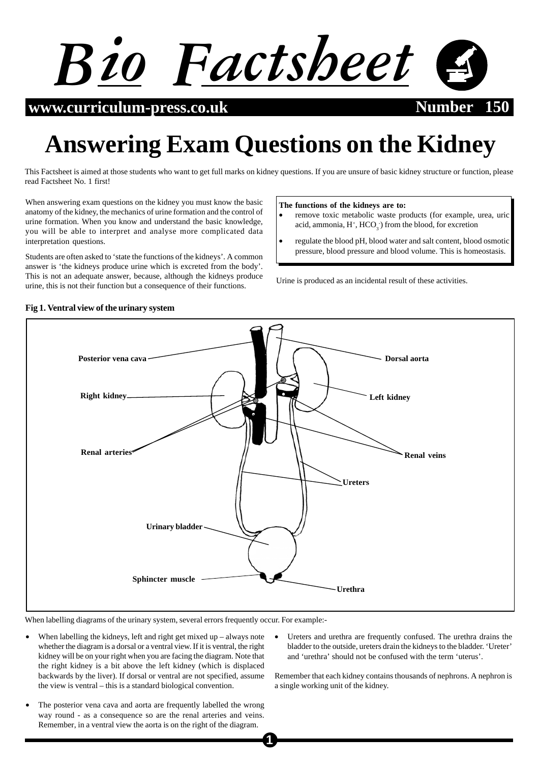# Bio Factsheet

**www.curriculum-press.co.uk** **Number 150**

# Answering Exam Questions on the Kidney

This Factsheet is aimed at those students who want to get full marks on kidney questions. If you are unsure of basic kidney structure or function, please read Factsheet No. 1 first!

When answering exam questions on the kidney you must know the basic anatomy of the kidney, the mechanics of urine formation and the control of urine formation. When you know and understand the basic knowledge, you will be able to interpret and analyse more complicated data interpretation questions.

Students are often asked to 'state the functions of the kidneys'. A common answer is 'the kidneys produce urine which is excreted from the body'. This is not an adequate answer, because, although the kidneys produce urine, this is not their function but a consequence of their functions.

**The functions of the kidneys are to:**

- remove toxic metabolic waste products (for example, urea, uric acid, ammonia, $H^+$, $HCO_3^-$) from the blood, for excretion
- regulate the blood pH, blood water and salt content, blood osmotic pressure, blood pressure and blood volume. This is homeostasis.

Urine is produced as an incidental result of these activities.

**Fig 1. Ventral view of the urinary system**

Posterior vena cava, Dorsal aorta, Right kidney, Left kidney, Renal arteries, Renal veins, Ureters, Urinary bladder, Sphincter muscle, Urethra

When labelling diagrams of the urinary system, several errors frequently occur. For example:-

- When labelling the kidneys, left and right get mixed up – always note whether the diagram is a dorsal or a ventral view. If it is ventral, the right kidney will be on your right when you are facing the diagram. Note that the right kidney is a bit above the left kidney (which is displaced backwards by the liver). If dorsal or ventral are not specified, assume the view is ventral – this is a standard biological convention.
- The posterior vena cava and aorta are frequently labelled the wrong way round - as a consequence so are the renal arteries and veins. Remember, in a ventral view the aorta is on the right of the diagram.
- Ureters and urethra are frequently confused. The urethra drains the bladder to the outside, ureters drain the kidneys to the bladder. 'Ureter' and 'urethra' should not be confused with the term 'uterus'.

Remember that each kidney contains thousands of nephrons. A nephron is a single working unit of the kidney.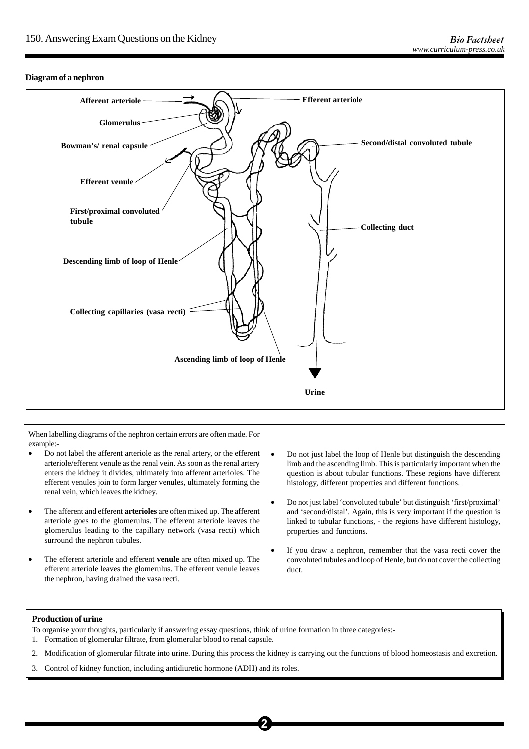**Diagram of a nephron**

Afferent arteriole

Glomerulus

Bowman's/ renal capsule

Efferent venule

First/proximal convoluted tubule

Descending limb of loop of Henle

Collecting capillaries (vasa recti)

Ascending limb of loop of Henle

Efferent arteriole

Second/distal convoluted tubule

Collecting duct

Urine

When labelling diagrams of the nephron certain errors are often made. For example:-

- Do not label the afferent arteriole as the renal artery, or the efferent arteriole/efferent venule as the renal vein. As soon as the renal artery enters the kidney it divides, ultimately into afferent arterioles. The efferent venules join to form larger venules, ultimately forming the renal vein, which leaves the kidney.
- The afferent and efferent **arterioles** are often mixed up. The afferent arteriole goes to the glomerulus. The efferent arteriole leaves the glomerulus leading to the capillary network (vasa recti) which surround the nephron tubules.
- The efferent arteriole and efferent **venule** are often mixed up. The efferent arteriole leaves the glomerulus. The efferent venule leaves the nephron, having drained the vasa recti.
- Do not just label the loop of Henle but distinguish the descending limb and the ascending limb. This is particularly important when the question is about tubular functions. These regions have different histology, different properties and different functions.
- Do not just label 'convoluted tubule' but distinguish 'first/proximal' and 'second/distal'. Again, this is very important if the question is linked to tubular functions, - the regions have different histology, properties and functions.
- If you draw a nephron, remember that the vasa recti cover the convoluted tubules and loop of Henle, but do not cover the collecting duct.

**Production of urine**

To organise your thoughts, particularly if answering essay questions, think of urine formation in three categories:-

1. Formation of glomerular filtrate, from glomerular blood to renal capsule.
2. Modification of glomerular filtrate into urine. During this process the kidney is carrying out the functions of blood homeostasis and excretion.
3. Control of kidney function, including antidiuretic hormone (ADH) and its roles.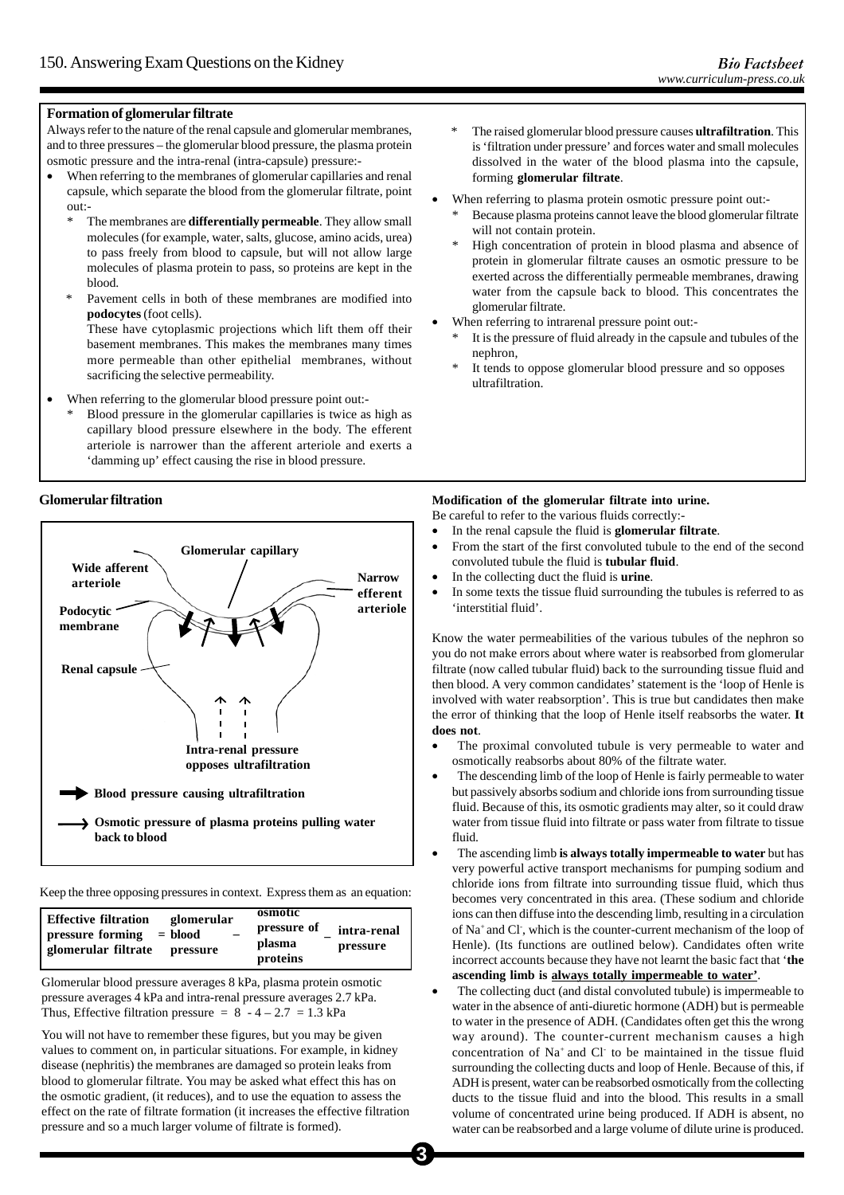## Formation of glomerular filtrate

Always refer to the nature of the renal capsule and glomerular membranes, and to three pressures – the glomerular blood pressure, the plasma protein osmotic pressure and the intra-renal (intra-capsule) pressure:-

- When referring to the membranes of glomerular capillaries and renal capsule, which separate the blood from the glomerular filtrate, point out:-
  - * The membranes are **differentially permeable**. They allow small molecules (for example, water, salts, glucose, amino acids, urea) to pass freely from blood to capsule, but will not allow large molecules of plasma protein to pass, so proteins are kept in the blood.
  - * Pavement cells in both of these membranes are modified into **podocytes** (foot cells).
    These have cytoplasmic projections which lift them off their basement membranes. This makes the membranes many times more permeable than other epithelial membranes, without sacrificing the selective permeability.
- When referring to the glomerular blood pressure point out:-
  - * Blood pressure in the glomerular capillaries is twice as high as capillary blood pressure elsewhere in the body. The efferent arteriole is narrower than the afferent arteriole and exerts a 'damming up' effect causing the rise in blood pressure.
  - * The raised glomerular blood pressure causes **ultrafiltration**. This is 'filtration under pressure' and forces water and small molecules dissolved in the water of the blood plasma into the capsule, forming **glomerular filtrate**.
- When referring to plasma protein osmotic pressure point out:-
  - * Because plasma proteins cannot leave the blood glomerular filtrate will not contain protein.
  - * High concentration of protein in blood plasma and absence of protein in glomerular filtrate causes an osmotic pressure to be exerted across the differentially permeable membranes, drawing water from the capsule back to blood. This concentrates the glomerular filtrate.
- When referring to intrarenal pressure point out:-
  - * It is the pressure of fluid already in the capsule and tubules of the nephron,
  - * It tends to oppose glomerular blood pressure and so opposes ultrafiltration.

## Glomerular filtration

Glomerular capillary

Wide afferent arteriole

Narrow efferent arteriole

Podocytic membrane

Renal capsule

Intra-renal pressure opposes ultrafiltration

Blood pressure causing ultrafiltration

Osmotic pressure of plasma proteins pulling water back to blood

Keep the three opposing pressures in context. Express them as an equation:

| Effective filtration pressure forming glomerular filtrate | = | glomerular blood pressure | – | osmotic pressure of plasma proteins | – | intra-renal pressure |
|---|---|---|---|---|---|---|

Glomerular blood pressure averages 8 kPa, plasma protein osmotic pressure averages 4 kPa and intra-renal pressure averages 2.7 kPa. Thus, Effective filtration pressure $= 8 - 4 - 2.7 = 1.3$ kPa

You will not have to remember these figures, but you may be given values to comment on, in particular situations. For example, in kidney disease (nephritis) the membranes are damaged so protein leaks from blood to glomerular filtrate. You may be asked what effect this has on the osmotic gradient, (it reduces), and to use the equation to assess the effect on the rate of filtrate formation (it increases the effective filtration pressure and so a much larger volume of filtrate is formed).

## Modification of the glomerular filtrate into urine.

Be careful to refer to the various fluids correctly:-

- In the renal capsule the fluid is **glomerular filtrate**.
- From the start of the first convoluted tubule to the end of the second convoluted tubule the fluid is **tubular fluid**.
- In the collecting duct the fluid is **urine**.
- In some texts the tissue fluid surrounding the tubules is referred to as 'interstitial fluid'.

Know the water permeabilities of the various tubules of the nephron so you do not make errors about where water is reabsorbed from glomerular filtrate (now called tubular fluid) back to the surrounding tissue fluid and then blood. A very common candidates' statement is the 'loop of Henle is involved with water reabsorption'. This is true but candidates then make the error of thinking that the loop of Henle itself reabsorbs the water. **It does not**.

- The proximal convoluted tubule is very permeable to water and osmotically reabsorbs about 80% of the filtrate water.
- The descending limb of the loop of Henle is fairly permeable to water but passively absorbs sodium and chloride ions from surrounding tissue fluid. Because of this, its osmotic gradients may alter, so it could draw water from tissue fluid into filtrate or pass water from filtrate to tissue fluid.
- The ascending limb **is always totally impermeable to water** but has very powerful active transport mechanisms for pumping sodium and chloride ions from filtrate into surrounding tissue fluid, which thus becomes very concentrated in this area. (These sodium and chloride ions can then diffuse into the descending limb, resulting in a circulation of $Na^+$ and $Cl^-$, which is the counter-current mechanism of the loop of Henle). (Its functions are outlined below). Candidates often write incorrect accounts because they have not learnt the basic fact that '**the ascending limb is <u>always totally impermeable to water</u>'**.
- The collecting duct (and distal convoluted tubule) is impermeable to water in the absence of anti-diuretic hormone (ADH) but is permeable to water in the presence of ADH. (Candidates often get this the wrong way around). The counter-current mechanism causes a high concentration of $Na^+$ and $Cl^-$ to be maintained in the tissue fluid surrounding the collecting ducts and loop of Henle. Because of this, if ADH is present, water can be reabsorbed osmotically from the collecting ducts to the tissue fluid and into the blood. This results in a small volume of concentrated urine being produced. If ADH is absent, no water can be reabsorbed and a large volume of dilute urine is produced.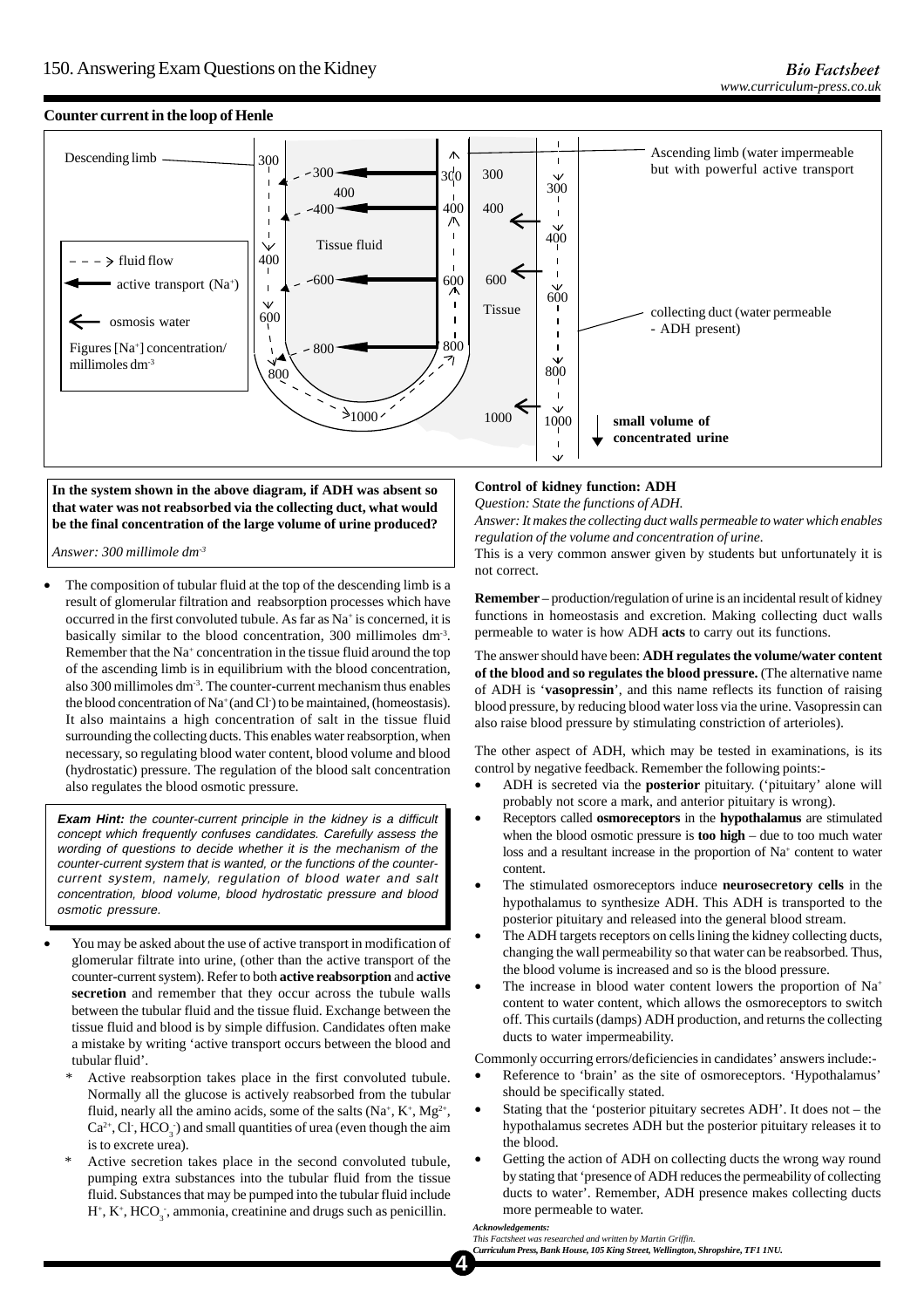## Counter current in the loop of Henle

Descending limb

Ascending limb (water impermeable but with powerful active transport

$- - - >$ fluid flow

active transport ($Na^+$)

osmosis water

Figures [$Na^+$] concentration/ millimoles $dm^{-3}$

300
300
400
400
Tissue fluid
400
600
600
800
800
1000
300
400
600
800
300
400
600
Tissue
1000
300
400
600
800
1000

collecting duct (water permeable - ADH present)

small volume of concentrated urine

**In the system shown in the above diagram, if ADH was absent so that water was not reabsorbed via the collecting duct, what would be the final concentration of the large volume of urine produced?**

*Answer: 300 millimole $dm^{-3}$*

- The composition of tubular fluid at the top of the descending limb is a result of glomerular filtration and reabsorption processes which have occurred in the first convoluted tubule. As far as $Na^+$ is concerned, it is basically similar to the blood concentration, 300 millimoles $dm^{-3}$. Remember that the $Na^+$ concentration in the tissue fluid around the top of the ascending limb is in equilibrium with the blood concentration, also 300 millimoles $dm^{-3}$. The counter-current mechanism thus enables the blood concentration of $Na^+$ (and $Cl^-$) to be maintained, (homeostasis). It also maintains a high concentration of salt in the tissue fluid surrounding the collecting ducts. This enables water reabsorption, when necessary, so regulating blood water content, blood volume and blood (hydrostatic) pressure. The regulation of the blood salt concentration also regulates the blood osmotic pressure.

> ***Exam Hint:*** *the counter-current principle in the kidney is a difficult concept which frequently confuses candidates. Carefully assess the wording of questions to decide whether it is the mechanism of the counter-current system that is wanted, or the functions of the counter-current system, namely, regulation of blood water and salt concentration, blood volume, blood hydrostatic pressure and blood osmotic pressure.*

- You may be asked about the use of active transport in modification of glomerular filtrate into urine, (other than the active transport of the counter-current system). Refer to both **active reabsorption** and **active secretion** and remember that they occur across the tubule walls between the tubular fluid and the tissue fluid. Exchange between the tissue fluid and blood is by simple diffusion. Candidates often make a mistake by writing 'active transport occurs between the blood and tubular fluid'.
  - Active reabsorption takes place in the first convoluted tubule. Normally all the glucose is actively reabsorbed from the tubular fluid, nearly all the amino acids, some of the salts ($Na^+$, $K^+$, $Mg^{2+}$, $Ca^{2+}$, $Cl^-$, $HCO_3^-$) and small quantities of urea (even though the aim is to excrete urea).
  - Active secretion takes place in the second convoluted tubule, pumping extra substances into the tubular fluid from the tissue fluid. Substances that may be pumped into the tubular fluid include $H^+$, $K^+$, $HCO_3^-$, ammonia, creatinine and drugs such as penicillin.

**Control of kidney function: ADH**

*Question: State the functions of ADH.*

*Answer: It makes the collecting duct walls permeable to water which enables regulation of the volume and concentration of urine.*

This is a very common answer given by students but unfortunately it is not correct.

**Remember** – production/regulation of urine is an incidental result of kidney functions in homeostasis and excretion. Making collecting duct walls permeable to water is how ADH **acts** to carry out its functions.

The answer should have been: **ADH regulates the volume/water content of the blood and so regulates the blood pressure.** (The alternative name of ADH is '**vasopressin**', and this name reflects its function of raising blood pressure, by reducing blood water loss via the urine. Vasopressin can also raise blood pressure by stimulating constriction of arterioles).

The other aspect of ADH, which may be tested in examinations, is its control by negative feedback. Remember the following points:-

- ADH is secreted via the **posterior** pituitary. ('pituitary' alone will probably not score a mark, and anterior pituitary is wrong).
- Receptors called **osmoreceptors** in the **hypothalamus** are stimulated when the blood osmotic pressure is **too high** – due to too much water loss and a resultant increase in the proportion of $Na^+$ content to water content.
- The stimulated osmoreceptors induce **neurosecretory cells** in the hypothalamus to synthesize ADH. This ADH is transported to the posterior pituitary and released into the general blood stream.
- The ADH targets receptors on cells lining the kidney collecting ducts, changing the wall permeability so that water can be reabsorbed. Thus, the blood volume is increased and so is the blood pressure.
- The increase in blood water content lowers the proportion of $Na^+$ content to water content, which allows the osmoreceptors to switch off. This curtails (damps) ADH production, and returns the collecting ducts to water impermeability.

Commonly occurring errors/deficiencies in candidates' answers include:-

- Reference to 'brain' as the site of osmoreceptors. 'Hypothalamus' should be specifically stated.
- Stating that the 'posterior pituitary secretes ADH'. It does not – the hypothalamus secretes ADH but the posterior pituitary releases it to the blood.
- Getting the action of ADH on collecting ducts the wrong way round by stating that 'presence of ADH reduces the permeability of collecting ducts to water'. Remember, ADH presence makes collecting ducts more permeable to water.

***Acknowledgements:***
*This Factsheet was researched and written by Martin Griffin.*
***Curriculum Press, Bank House, 105 King Street, Wellington, Shropshire, TF1 1NU.***